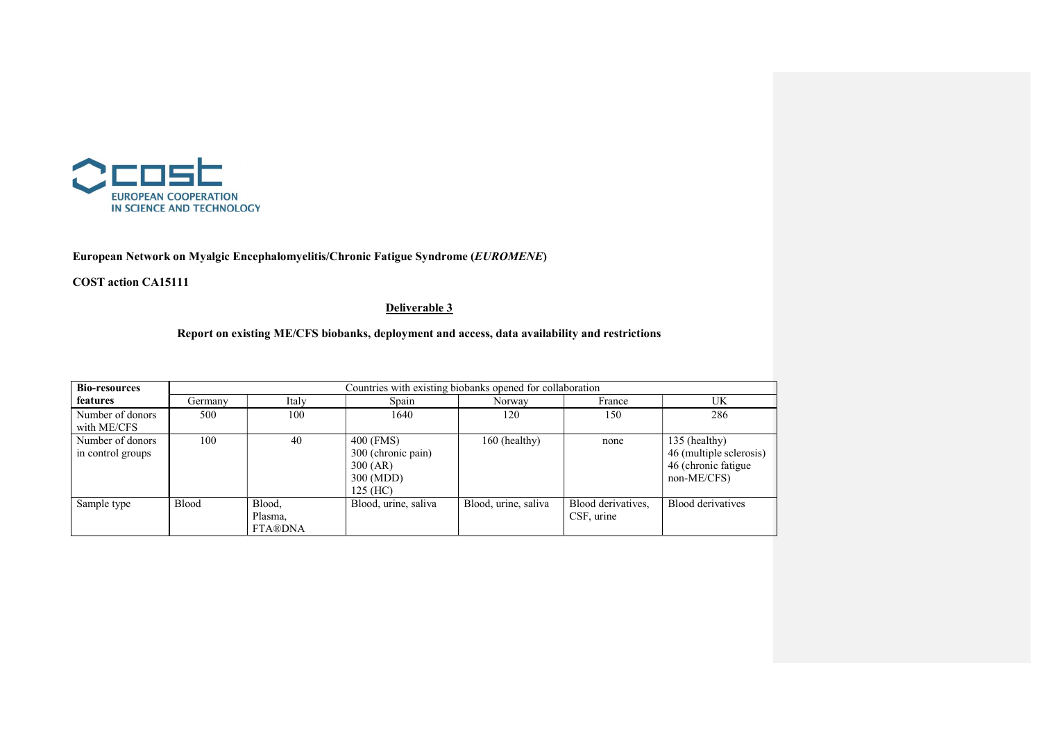**European Network on Myalgic Encephalomyelitis/Chronic Fatigue Syndrome (*EUROMENE*)**

**COST action CA15111**

**Deliverable 3**

**Report on existing ME/CFS biobanks, deployment and access, data availability and restrictions**

| **Bio-resources features** | Countries with existing biobanks opened for collaboration | | | | | |
|---|---|---|---|---|---|---|
| | Germany | Italy | Spain | Norway | France | UK |
| Number of donors with ME/CFS | 500 | 100 | 1640 | 120 | 150 | 286 |
| Number of donors in control groups | 100 | 40 | 400 (FMS)<br>300 (chronic pain)<br>300 (AR)<br>300 (MDD)<br>125 (HC) | 160 (healthy) | none | 135 (healthy)<br>46 (multiple sclerosis)<br>46 (chronic fatigue non-ME/CFS) |
| Sample type | Blood | Blood,<br>Plasma,<br>FTA®DNA | Blood, urine, saliva | Blood, urine, saliva | Blood derivatives, CSF, urine | Blood derivatives |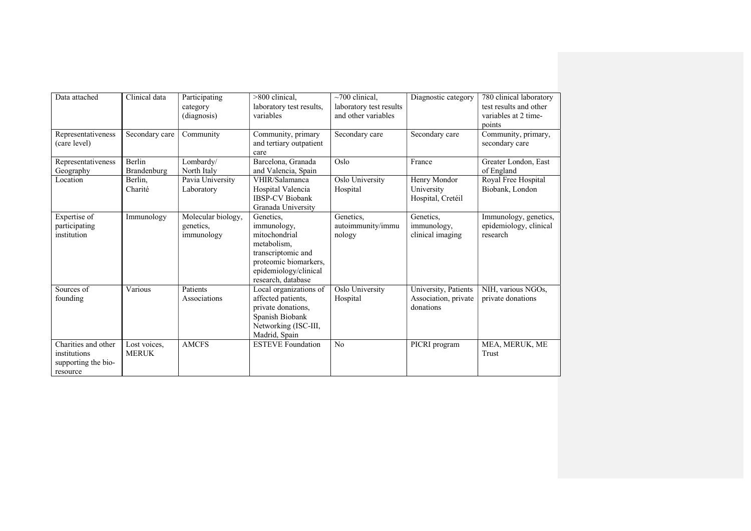| Data attached | Clinical data | Participating category (diagnosis) | >800 clinical, laboratory test results, variables | ~700 clinical, laboratory test results and other variables | Diagnostic category | 780 clinical laboratory test results and other variables at 2 time-points |
|---|---|---|---|---|---|---|
| Representativeness (care level) | Secondary care | Community | Community, primary and tertiary outpatient care | Secondary care | Secondary care | Community, primary, secondary care |
| Representativeness Geography | Berlin Brandenburg | Lombardy/ North Italy | Barcelona, Granada and Valencia, Spain | Oslo | France | Greater London, East of England |
| Location | Berlin, Charité | Pavia University Laboratory | VHIR/Salamanca Hospital Valencia IBSP-CV Biobank Granada University | Oslo University Hospital | Henry Mondor University Hospital, Cretéil | Royal Free Hospital Biobank, London |
| Expertise of participating institution | Immunology | Molecular biology, genetics, immunology | Genetics, immunology, mitochondrial metabolism, transcriptomic and proteomic biomarkers, epidemiology/clinical research, database | Genetics, autoimmunity/immunology | Genetics, immunology, clinical imaging | Immunology, genetics, epidemiology, clinical research |
| Sources of founding | Various | Patients Associations | Local organizations of affected patients, private donations, Spanish Biobank Networking (ISC-III, Madrid, Spain | Oslo University Hospital | University, Patients Association, private donations | NIH, various NGOs, private donations |
| Charities and other institutions supporting the bio-resource | Lost voices, MERUK | AMCFS | ESTEVE Foundation | No | PICRI program | MEA, MERUK, ME Trust |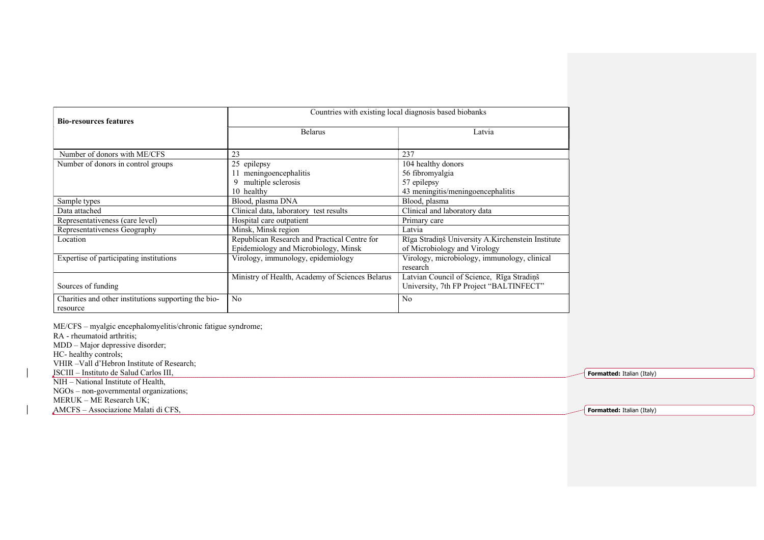| Bio-resources features | Countries with existing local diagnosis based biobanks | |
|---|---|---|
| | Belarus | Latvia |
| Number of donors with ME/CFS | 23 | 237 |
| Number of donors in control groups | 25 epilepsy<br>11 meningoencephalitis<br>9 multiple sclerosis<br>10 healthy | 104 healthy donors<br>56 fibromyalgia<br>57 epilepsy<br>43 meningitis/meningoencephalitis |
| Sample types | Blood, plasma DNA | Blood, plasma |
| Data attached | Clinical data, laboratory test results | Clinical and laboratory data |
| Representativeness (care level) | Hospital care outpatient | Primary care |
| Representativeness Geography | Minsk, Minsk region | Latvia |
| Location | Republican Research and Practical Centre for Epidemiology and Microbiology, Minsk | Rīga Stradiņš University A.Kirchenstein Institute of Microbiology and Virology |
| Expertise of participating institutions | Virology, immunology, epidemiology | Virology, microbiology, immunology, clinical research |
| Sources of funding | Ministry of Health, Academy of Sciences Belarus | Latvian Council of Science, Rīga Stradiņš University, 7th FP Project "BALTINFECT" |
| Charities and other institutions supporting the bio-resource | No | No |

ME/CFS – myalgic encephalomyelitis/chronic fatigue syndrome;
RA - rheumatoid arthritis;
MDD – Major depressive disorder;
HC- healthy controls;
VHIR –Vall d'Hebron Institute of Research;
ISCIII – Instituto de Salud Carlos III,
NIH – National Institute of Health,
NGOs – non-governmental organizations;
MERUK – ME Research UK;
AMCFS – Associazione Malati di CFS,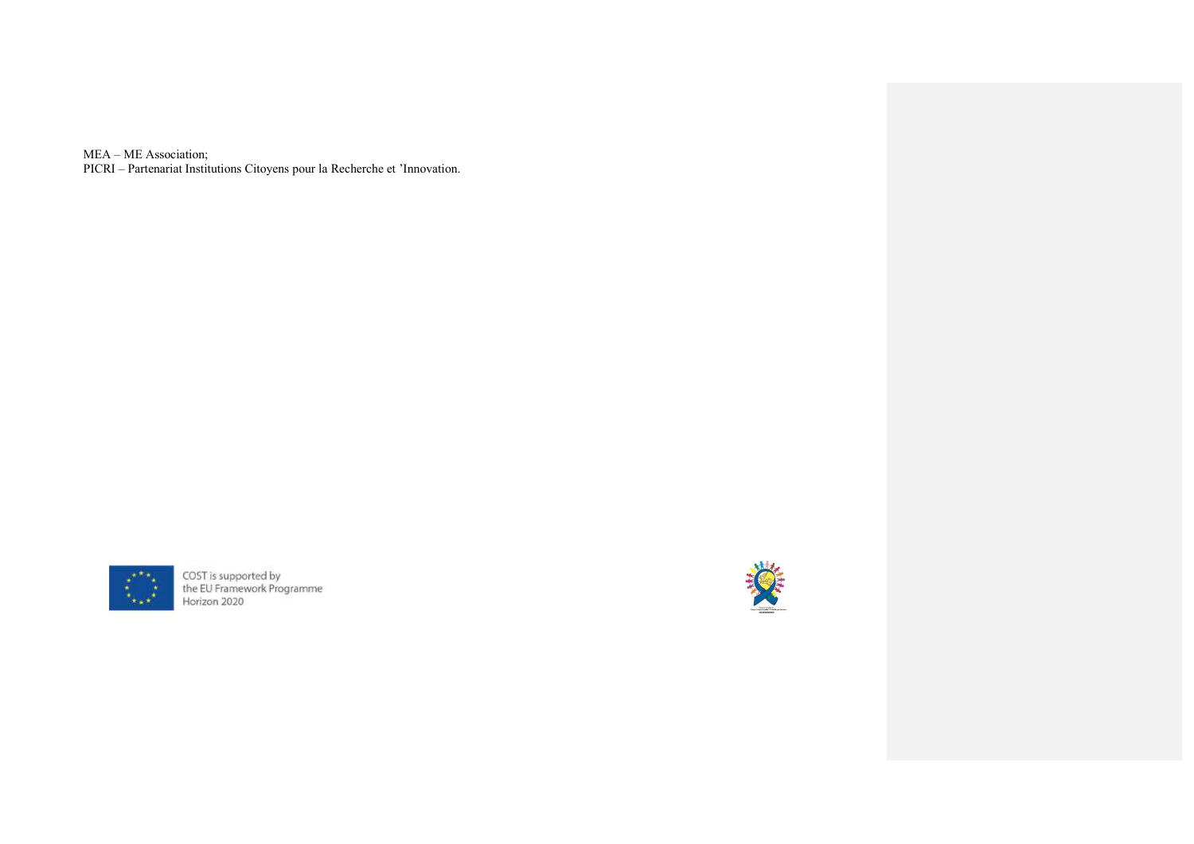MEA – ME Association;
PICRI – Partenariat Institutions Citoyens pour la Recherche et 'Innovation.

COST is supported by the EU Framework Programme Horizon 2020